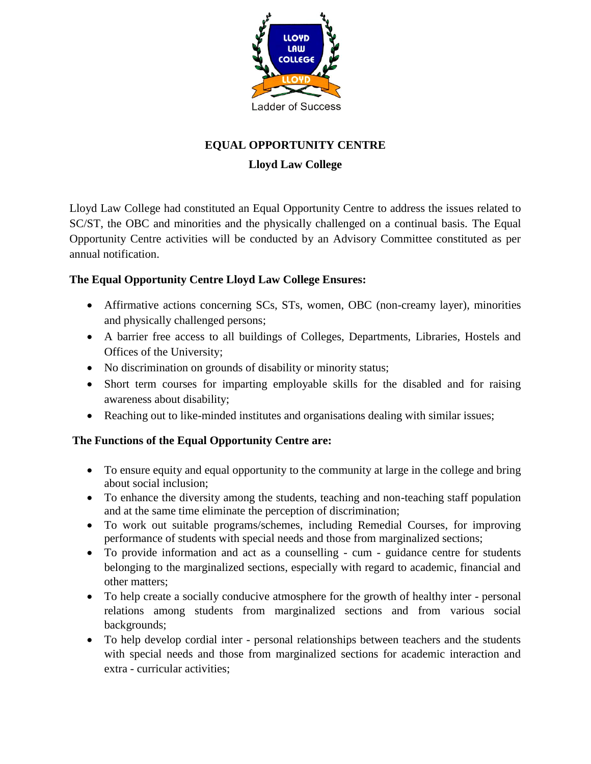# EQUAL OPPORTUNITY CENTRE

## Lloyd Law College

Lloyd Law College had constituted an Equal Opportunity Centre to address the issues related to SC/ST, the OBC and minorities and the physically challenged on a continual basis. The Equal Opportunity Centre activities will be conducted by an Advisory Committee constituted as per annual notification.

**The Equal Opportunity Centre Lloyd Law College Ensures:**

- Affirmative actions concerning SCs, STs, women, OBC (non-creamy layer), minorities and physically challenged persons;
- A barrier free access to all buildings of Colleges, Departments, Libraries, Hostels and Offices of the University;
- No discrimination on grounds of disability or minority status;
- Short term courses for imparting employable skills for the disabled and for raising awareness about disability;
- Reaching out to like-minded institutes and organisations dealing with similar issues;

**The Functions of the Equal Opportunity Centre are:**

- To ensure equity and equal opportunity to the community at large in the college and bring about social inclusion;
- To enhance the diversity among the students, teaching and non-teaching staff population and at the same time eliminate the perception of discrimination;
- To work out suitable programs/schemes, including Remedial Courses, for improving performance of students with special needs and those from marginalized sections;
- To provide information and act as a counselling - cum - guidance centre for students belonging to the marginalized sections, especially with regard to academic, financial and other matters;
- To help create a socially conducive atmosphere for the growth of healthy inter - personal relations among students from marginalized sections and from various social backgrounds;
- To help develop cordial inter - personal relationships between teachers and the students with special needs and those from marginalized sections for academic interaction and extra - curricular activities;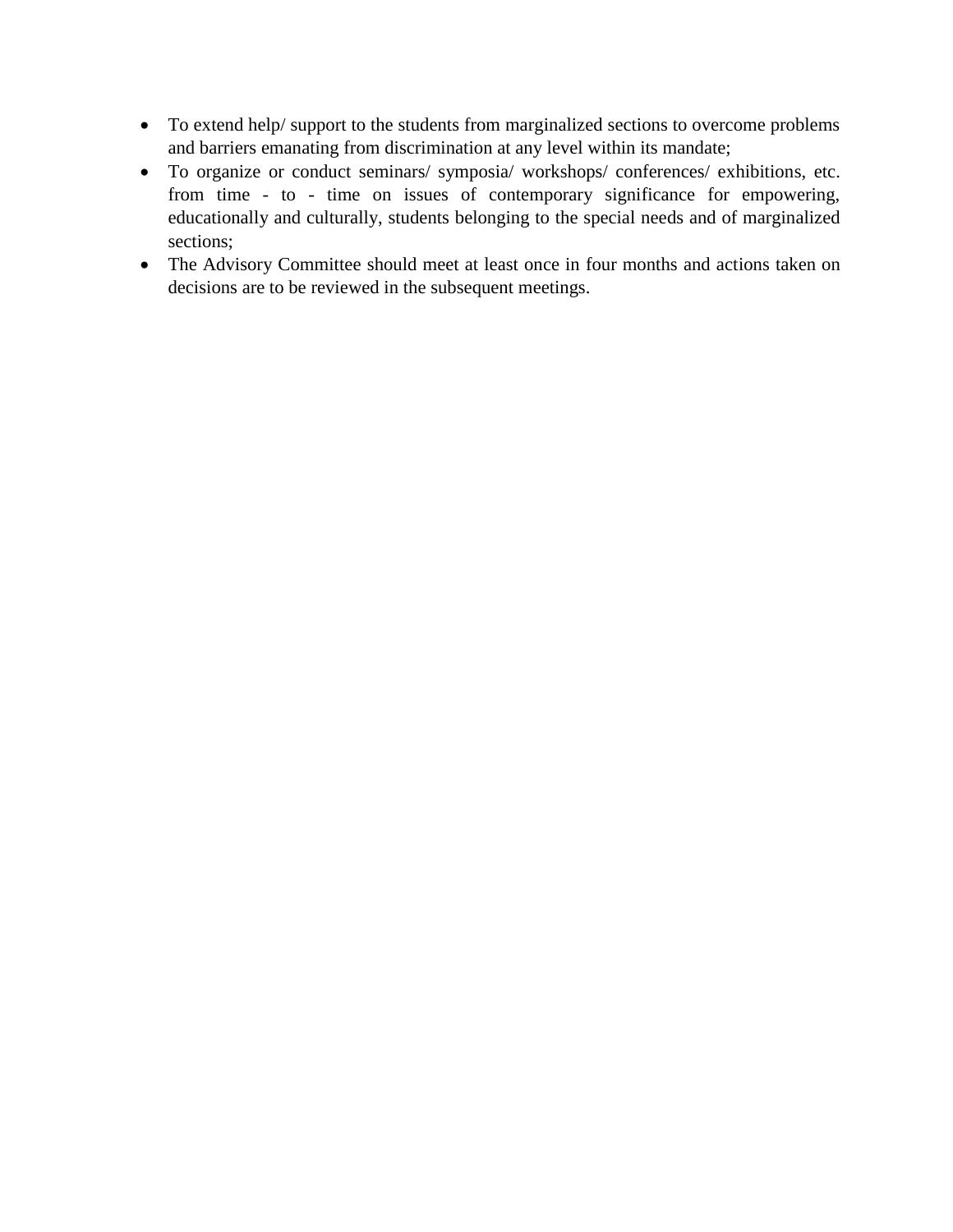- To extend help/ support to the students from marginalized sections to overcome problems and barriers emanating from discrimination at any level within its mandate;
- To organize or conduct seminars/ symposia/ workshops/ conferences/ exhibitions, etc. from time - to - time on issues of contemporary significance for empowering, educationally and culturally, students belonging to the special needs and of marginalized sections;
- The Advisory Committee should meet at least once in four months and actions taken on decisions are to be reviewed in the subsequent meetings.